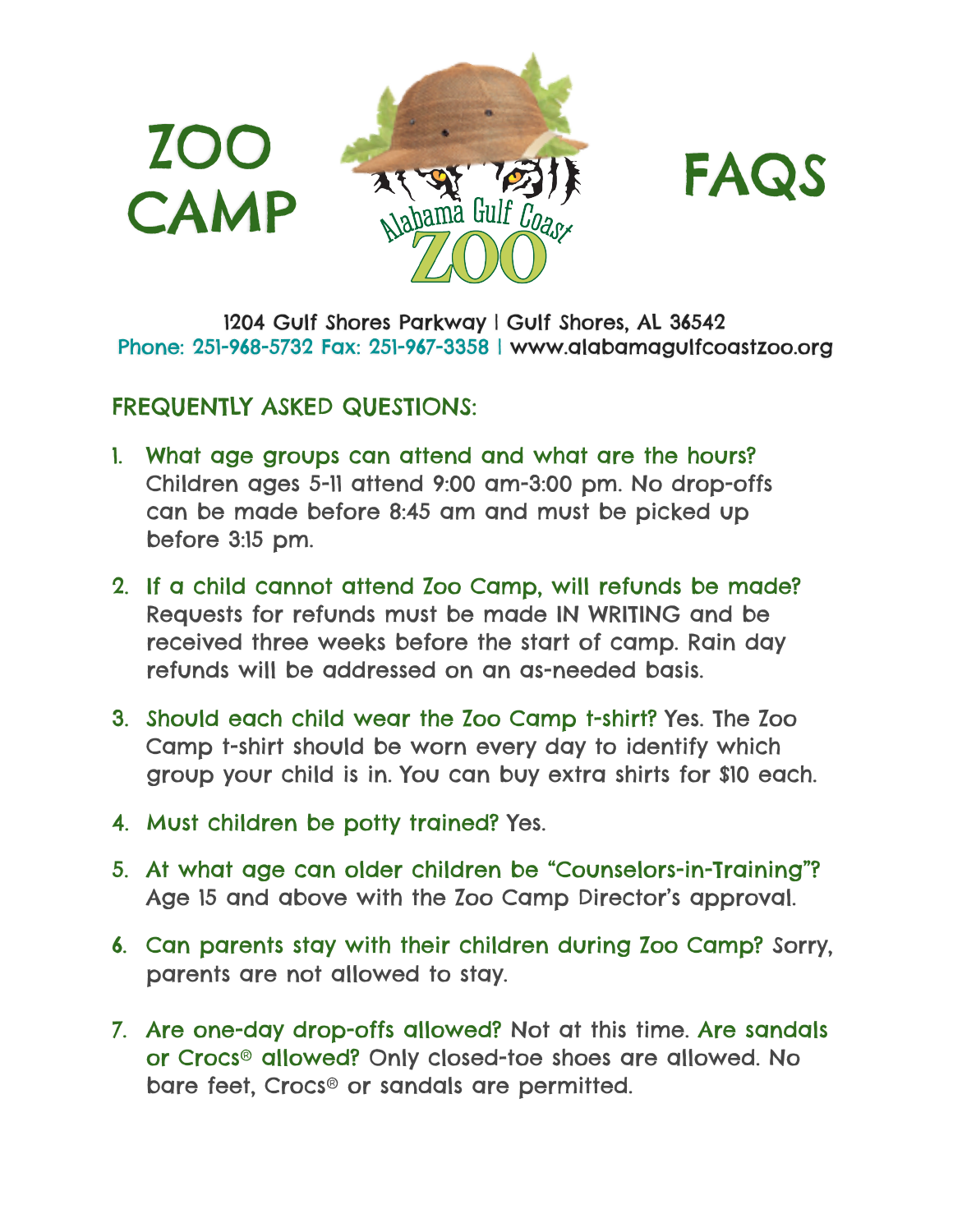# ZOO CAMP FAQS

Alabama Gulf Coast ZOO

1204 Gulf Shores Parkway | Gulf Shores, AL 36542
Phone: 251-968-5732 Fax: 251-967-3358 | www.alabamagulfcoastzoo.org

## FREQUENTLY ASKED QUESTIONS:

1. **What age groups can attend and what are the hours?** Children ages 5-11 attend 9:00 am-3:00 pm. No drop-offs can be made before 8:45 am and must be picked up before 3:15 pm.

2. **If a child cannot attend Zoo Camp, will refunds be made?** Requests for refunds must be made IN WRITING and be received three weeks before the start of camp. Rain day refunds will be addressed on an as-needed basis.

3. **Should each child wear the Zoo Camp t-shirt?** Yes. The Zoo Camp t-shirt should be worn every day to identify which group your child is in. You can buy extra shirts for $10 each.

4. **Must children be potty trained?** Yes.

5. **At what age can older children be "Counselors-in-Training"?** Age 15 and above with the Zoo Camp Director's approval.

6. **Can parents stay with their children during Zoo Camp?** Sorry, parents are not allowed to stay.

7. **Are one-day drop-offs allowed?** Not at this time. **Are sandals or Crocs® allowed?** Only closed-toe shoes are allowed. No bare feet, Crocs® or sandals are permitted.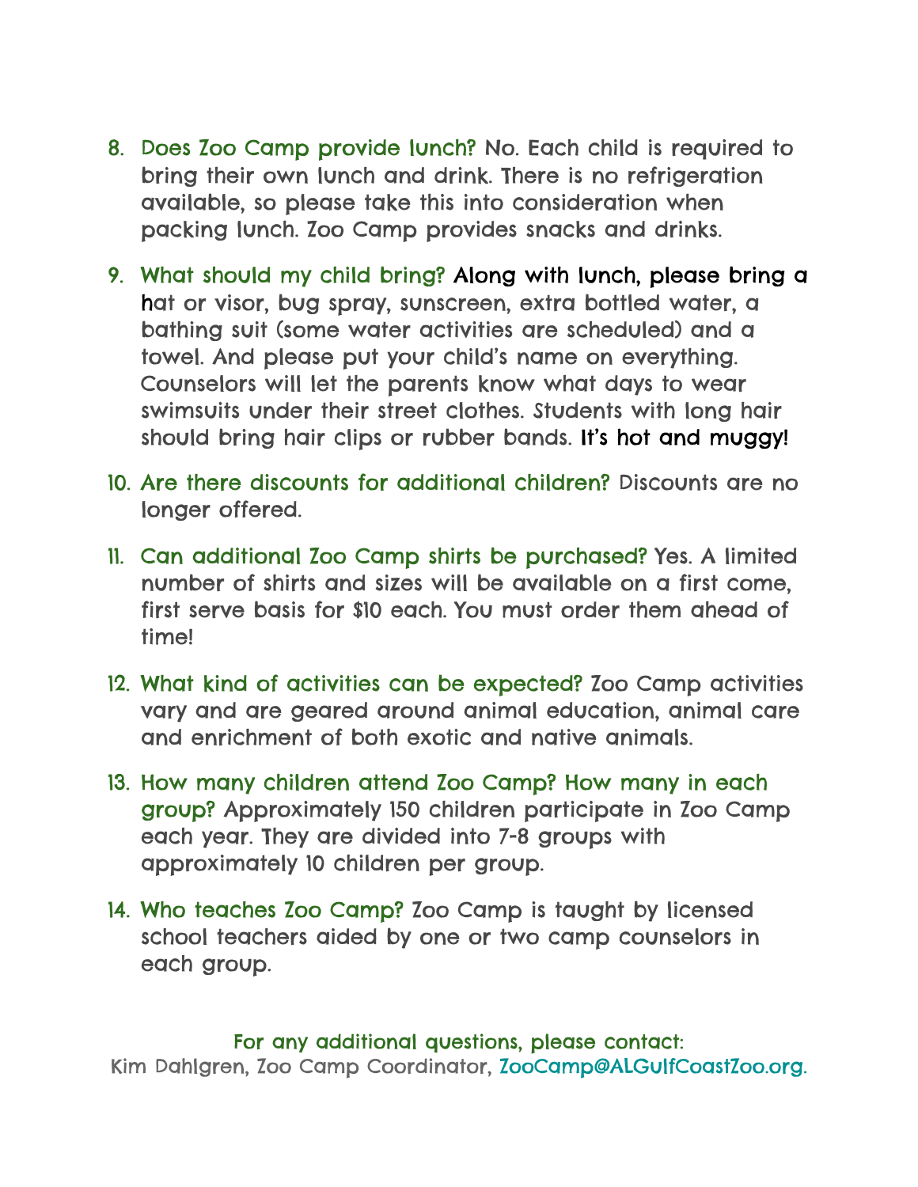8. **Does Zoo Camp provide lunch?** No. Each child is required to bring their own lunch and drink. There is no refrigeration available, so please take this into consideration when packing lunch. Zoo Camp provides snacks and drinks.

9. **What should my child bring?** Along with lunch, please bring a hat or visor, bug spray, sunscreen, extra bottled water, a bathing suit (some water activities are scheduled) and a towel. And please put your child's name on everything. Counselors will let the parents know what days to wear swimsuits under their street clothes. Students with long hair should bring hair clips or rubber bands. It's hot and muggy!

10. **Are there discounts for additional children?** Discounts are no longer offered.

11. **Can additional Zoo Camp shirts be purchased?** Yes. A limited number of shirts and sizes will be available on a first come, first serve basis for $10 each. You must order them ahead of time!

12. **What kind of activities can be expected?** Zoo Camp activities vary and are geared around animal education, animal care and enrichment of both exotic and native animals.

13. **How many children attend Zoo Camp? How many in each group?** Approximately 150 children participate in Zoo Camp each year. They are divided into 7-8 groups with approximately 10 children per group.

14. **Who teaches Zoo Camp?** Zoo Camp is taught by licensed school teachers aided by one or two camp counselors in each group.

**For any additional questions, please contact:**
Kim Dahlgren, Zoo Camp Coordinator, ZooCamp@ALGulfCoastZoo.org.